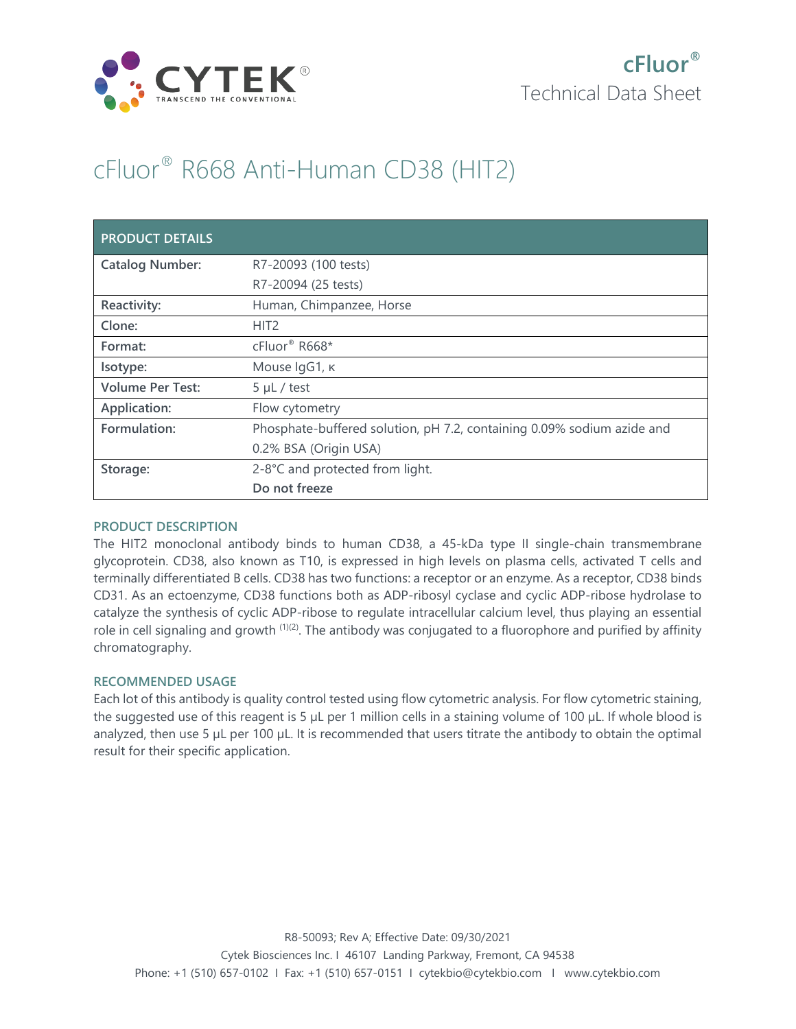CYTEK®
TRANSCEND THE CONVENTIONAL

**cFluor®**
Technical Data Sheet

# cFluor® R668 Anti-Human CD38 (HIT2)

| PRODUCT DETAILS | |
|---|---|
| **Catalog Number:** | R7-20093 (100 tests)<br>R7-20094 (25 tests) |
| **Reactivity:** | Human, Chimpanzee, Horse |
| **Clone:** | HIT2 |
| **Format:** | cFluor® R668* |
| **Isotype:** | Mouse IgG1, κ |
| **Volume Per Test:** | 5 µL / test |
| **Application:** | Flow cytometry |
| **Formulation:** | Phosphate-buffered solution, pH 7.2, containing 0.09% sodium azide and 0.2% BSA (Origin USA) |
| **Storage:** | 2-8°C and protected from light.<br>**Do not freeze** |

## PRODUCT DESCRIPTION

The HIT2 monoclonal antibody binds to human CD38, a 45-kDa type II single-chain transmembrane glycoprotein. CD38, also known as T10, is expressed in high levels on plasma cells, activated T cells and terminally differentiated B cells. CD38 has two functions: a receptor or an enzyme. As a receptor, CD38 binds CD31. As an ectoenzyme, CD38 functions both as ADP-ribosyl cyclase and cyclic ADP-ribose hydrolase to catalyze the synthesis of cyclic ADP-ribose to regulate intracellular calcium level, thus playing an essential role in cell signaling and growth [1][2]. The antibody was conjugated to a fluorophore and purified by affinity chromatography.

## RECOMMENDED USAGE

Each lot of this antibody is quality control tested using flow cytometric analysis. For flow cytometric staining, the suggested use of this reagent is 5 µL per 1 million cells in a staining volume of 100 µL. If whole blood is analyzed, then use 5 µL per 100 µL. It is recommended that users titrate the antibody to obtain the optimal result for their specific application.

R8-50093; Rev A; Effective Date: 09/30/2021
Cytek Biosciences Inc. I 46107 Landing Parkway, Fremont, CA 94538
Phone: +1 (510) 657-0102 I Fax: +1 (510) 657-0151 I cytekbio@cytekbio.com I www.cytekbio.com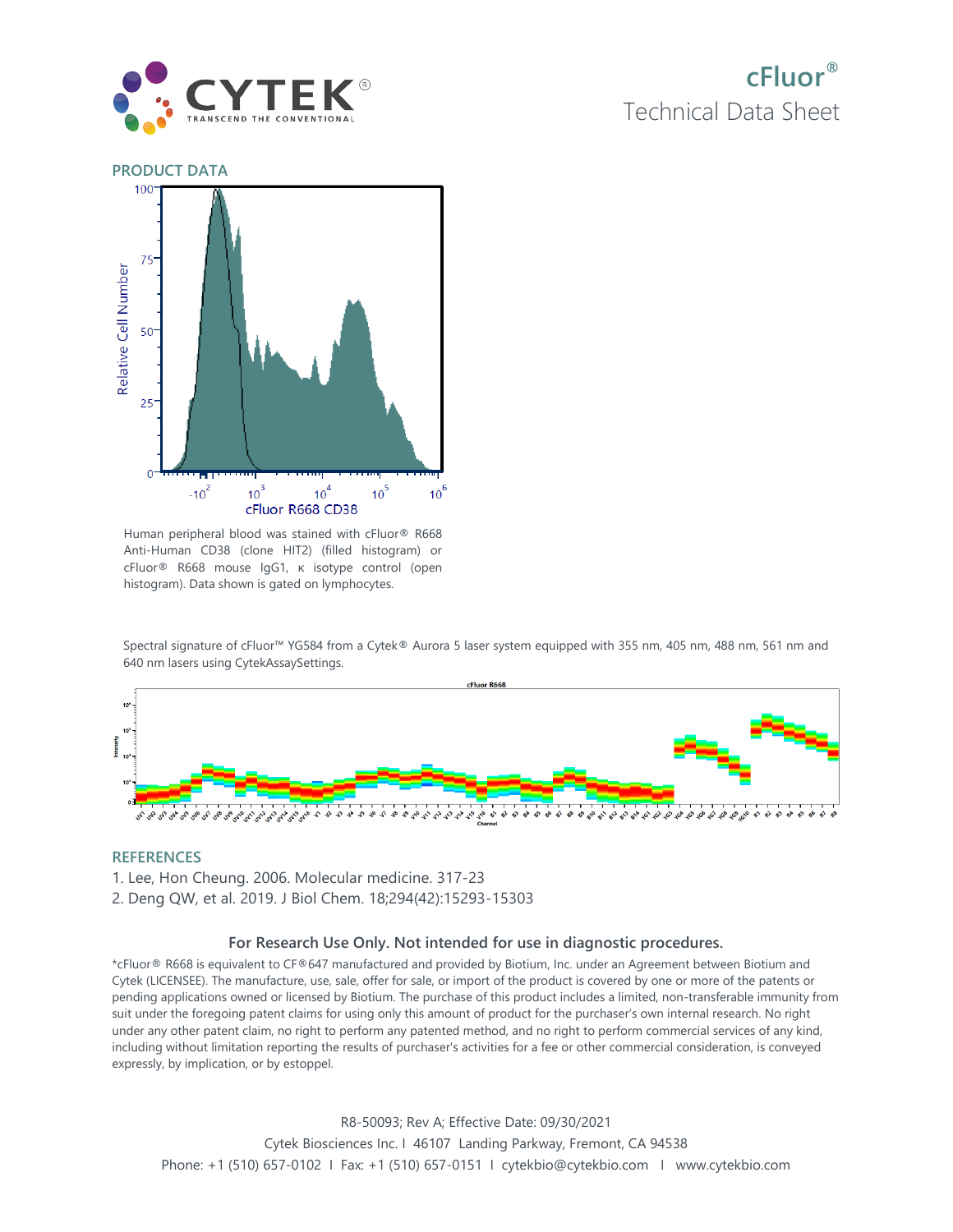## PRODUCT DATA

100
75
50
25
0
Relative Cell Number
$-10^2$ $10^3$ $10^4$ $10^5$ $10^6$
cFluor R668 CD38

Human peripheral blood was stained with cFluor® R668 Anti-Human CD38 (clone HIT2) (filled histogram) or cFluor® R668 mouse IgG1, κ isotype control (open histogram). Data shown is gated on lymphocytes.

Spectral signature of cFluor™ YG584 from a Cytek® Aurora 5 laser system equipped with 355 nm, 405 nm, 488 nm, 561 nm and 640 nm lasers using CytekAssaySettings.

cFluor R668

Intensity

Channel

## REFERENCES

1. Lee, Hon Cheung. 2006. Molecular medicine. 317-23
2. Deng QW, et al. 2019. J Biol Chem. 18;294(42):15293-15303

**For Research Use Only. Not intended for use in diagnostic procedures.**

*cFluor® R668 is equivalent to CF®647 manufactured and provided by Biotium, Inc. under an Agreement between Biotium and Cytek (LICENSEE). The manufacture, use, sale, offer for sale, or import of the product is covered by one or more of the patents or pending applications owned or licensed by Biotium. The purchase of this product includes a limited, non-transferable immunity from suit under the foregoing patent claims for using only this amount of product for the purchaser's own internal research. No right under any other patent claim, no right to perform any patented method, and no right to perform commercial services of any kind, including without limitation reporting the results of purchaser's activities for a fee or other commercial consideration, is conveyed expressly, by implication, or by estoppel.

R8-50093; Rev A; Effective Date: 09/30/2021
Cytek Biosciences Inc. I 46107 Landing Parkway, Fremont, CA 94538
Phone: +1 (510) 657-0102 I Fax: +1 (510) 657-0151 I cytekbio@cytekbio.com I www.cytekbio.com